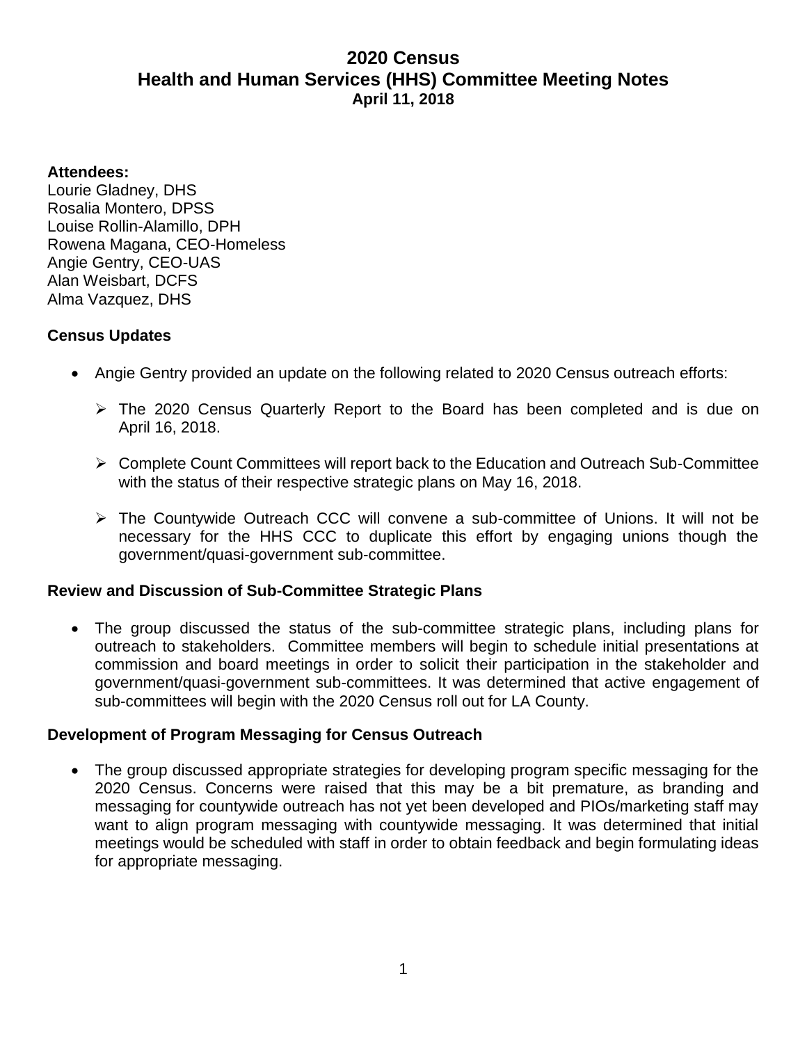# 2020 Census
# Health and Human Services (HHS) Committee Meeting Notes
**April 11, 2018**

**Attendees:**
Lourie Gladney, DHS
Rosalia Montero, DPSS
Louise Rollin-Alamillo, DPH
Rowena Magana, CEO-Homeless
Angie Gentry, CEO-UAS
Alan Weisbart, DCFS
Alma Vazquez, DHS

## Census Updates

- Angie Gentry provided an update on the following related to 2020 Census outreach efforts:
  - The 2020 Census Quarterly Report to the Board has been completed and is due on April 16, 2018.
  - Complete Count Committees will report back to the Education and Outreach Sub-Committee with the status of their respective strategic plans on May 16, 2018.
  - The Countywide Outreach CCC will convene a sub-committee of Unions. It will not be necessary for the HHS CCC to duplicate this effort by engaging unions though the government/quasi-government sub-committee.

## Review and Discussion of Sub-Committee Strategic Plans

- The group discussed the status of the sub-committee strategic plans, including plans for outreach to stakeholders. Committee members will begin to schedule initial presentations at commission and board meetings in order to solicit their participation in the stakeholder and government/quasi-government sub-committees. It was determined that active engagement of sub-committees will begin with the 2020 Census roll out for LA County.

## Development of Program Messaging for Census Outreach

- The group discussed appropriate strategies for developing program specific messaging for the 2020 Census. Concerns were raised that this may be a bit premature, as branding and messaging for countywide outreach has not yet been developed and PIOs/marketing staff may want to align program messaging with countywide messaging. It was determined that initial meetings would be scheduled with staff in order to obtain feedback and begin formulating ideas for appropriate messaging.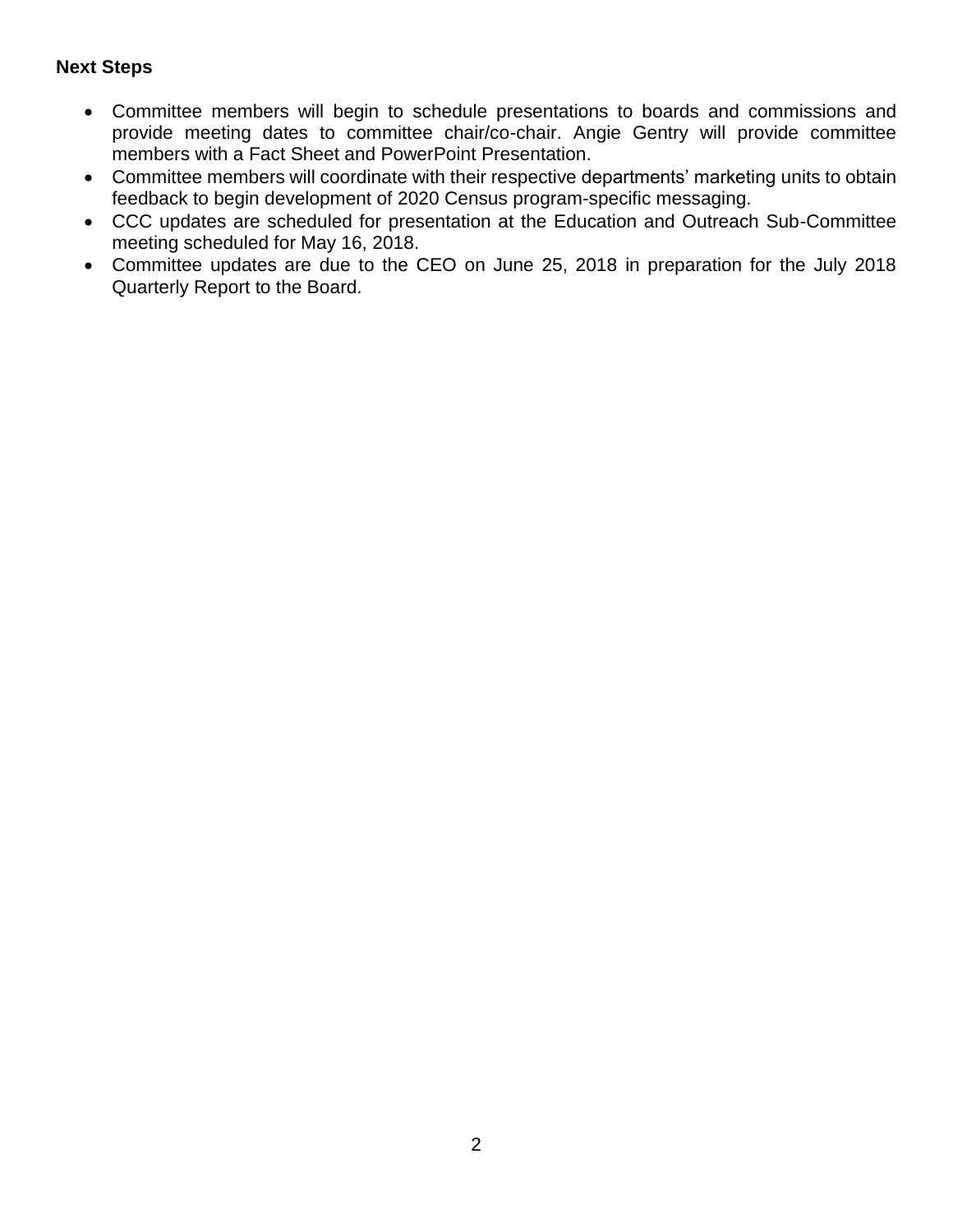**Next Steps**

- Committee members will begin to schedule presentations to boards and commissions and provide meeting dates to committee chair/co-chair. Angie Gentry will provide committee members with a Fact Sheet and PowerPoint Presentation.
- Committee members will coordinate with their respective departments' marketing units to obtain feedback to begin development of 2020 Census program-specific messaging.
- CCC updates are scheduled for presentation at the Education and Outreach Sub-Committee meeting scheduled for May 16, 2018.
- Committee updates are due to the CEO on June 25, 2018 in preparation for the July 2018 Quarterly Report to the Board.